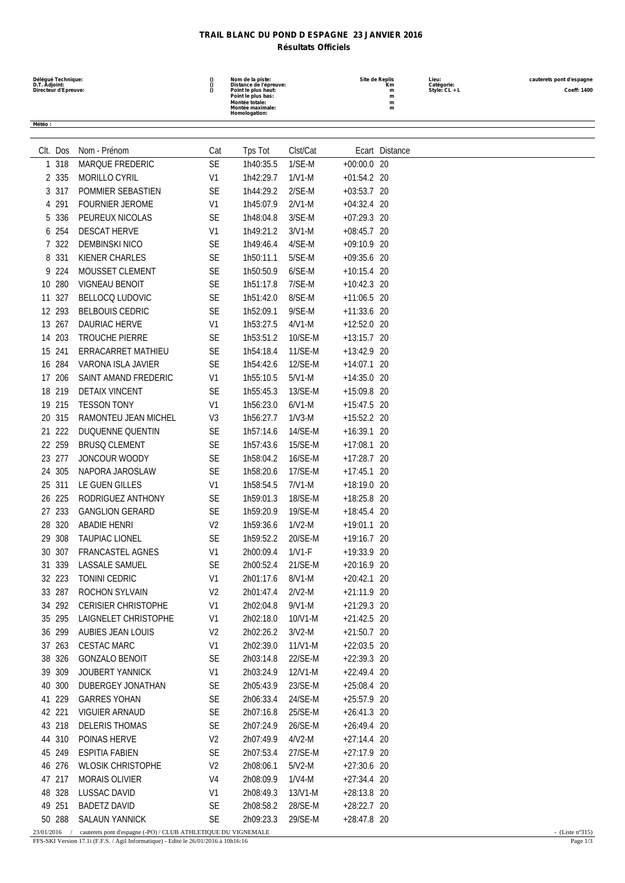# TRAIL BLANC DU POND D ESPAGNE 23 JANVIER 2016

## Résultats Officiels

| Délégué Technique: | () | Nom de la piste: | Site de Replis | Lieu: | cauterets pont d'espagne |
|---|---|---|---|---|---|
| D.T. Adjoint: | () | Distance de l'épreuve: | Km | Catégorie: | |
| Directeur d'Epreuve: | () | Point le plus haut: | m | Style: CL + L | Coeff: 1400 |
| | | Point le plus bas: | m | | |
| | | Montée totale: | m | | |
| | | Montée maximale: | m | | |
| | | Homologation: | | | |

**Météo :**

| Clt. | Dos | Nom - Prénom | Cat | Tps Tot | Clst/Cat | Ecart | Distance |
|---|---|---|---|---|---|---|---|
| 1 | 318 | MARQUE FREDERIC | SE | 1h40:35.5 | 1/SE-M | +00:00.0 | 20 |
| 2 | 335 | MORILLO CYRIL | V1 | 1h42:29.7 | 1/V1-M | +01:54.2 | 20 |
| 3 | 317 | POMMIER SEBASTIEN | SE | 1h44:29.2 | 2/SE-M | +03:53.7 | 20 |
| 4 | 291 | FOURNIER JEROME | V1 | 1h45:07.9 | 2/V1-M | +04:32.4 | 20 |
| 5 | 336 | PEUREUX NICOLAS | SE | 1h48:04.8 | 3/SE-M | +07:29.3 | 20 |
| 6 | 254 | DESCAT HERVE | V1 | 1h49:21.2 | 3/V1-M | +08:45.7 | 20 |
| 7 | 322 | DEMBINSKI NICO | SE | 1h49:46.4 | 4/SE-M | +09:10.9 | 20 |
| 8 | 331 | KIENER CHARLES | SE | 1h50:11.1 | 5/SE-M | +09:35.6 | 20 |
| 9 | 224 | MOUSSET CLEMENT | SE | 1h50:50.9 | 6/SE-M | +10:15.4 | 20 |
| 10 | 280 | VIGNEAU BENOIT | SE | 1h51:17.8 | 7/SE-M | +10:42.3 | 20 |
| 11 | 327 | BELLOCQ LUDOVIC | SE | 1h51:42.0 | 8/SE-M | +11:06.5 | 20 |
| 12 | 293 | BELBOUIS CEDRIC | SE | 1h52:09.1 | 9/SE-M | +11:33.6 | 20 |
| 13 | 267 | DAURIAC HERVE | V1 | 1h53:27.5 | 4/V1-M | +12:52.0 | 20 |
| 14 | 203 | TROUCHE PIERRE | SE | 1h53:51.2 | 10/SE-M | +13:15.7 | 20 |
| 15 | 241 | ERRACARRET MATHIEU | SE | 1h54:18.4 | 11/SE-M | +13:42.9 | 20 |
| 16 | 284 | VARONA ISLA JAVIER | SE | 1h54:42.6 | 12/SE-M | +14:07.1 | 20 |
| 17 | 206 | SAINT AMAND FREDERIC | V1 | 1h55:10.5 | 5/V1-M | +14:35.0 | 20 |
| 18 | 219 | DETAIX VINCENT | SE | 1h55:45.3 | 13/SE-M | +15:09.8 | 20 |
| 19 | 215 | TESSON TONY | V1 | 1h56:23.0 | 6/V1-M | +15:47.5 | 20 |
| 20 | 315 | RAMONTEU JEAN MICHEL | V3 | 1h56:27.7 | 1/V3-M | +15:52.2 | 20 |
| 21 | 222 | DUQUENNE QUENTIN | SE | 1h57:14.6 | 14/SE-M | +16:39.1 | 20 |
| 22 | 259 | BRUSQ CLEMENT | SE | 1h57:43.6 | 15/SE-M | +17:08.1 | 20 |
| 23 | 277 | JONCOUR WOODY | SE | 1h58:04.2 | 16/SE-M | +17:28.7 | 20 |
| 24 | 305 | NAPORA JAROSLAW | SE | 1h58:20.6 | 17/SE-M | +17:45.1 | 20 |
| 25 | 311 | LE GUEN GILLES | V1 | 1h58:54.5 | 7/V1-M | +18:19.0 | 20 |
| 26 | 225 | RODRIGUEZ ANTHONY | SE | 1h59:01.3 | 18/SE-M | +18:25.8 | 20 |
| 27 | 233 | GANGLION GERARD | SE | 1h59:20.9 | 19/SE-M | +18:45.4 | 20 |
| 28 | 320 | ABADIE HENRI | V2 | 1h59:36.6 | 1/V2-M | +19:01.1 | 20 |
| 29 | 308 | TAUPIAC LIONEL | SE | 1h59:52.2 | 20/SE-M | +19:16.7 | 20 |
| 30 | 307 | FRANCASTEL AGNES | V1 | 2h00:09.4 | 1/V1-F | +19:33.9 | 20 |
| 31 | 339 | LASSALE SAMUEL | SE | 2h00:52.4 | 21/SE-M | +20:16.9 | 20 |
| 32 | 223 | TONINI CEDRIC | V1 | 2h01:17.6 | 8/V1-M | +20:42.1 | 20 |
| 33 | 287 | ROCHON SYLVAIN | V2 | 2h01:47.4 | 2/V2-M | +21:11.9 | 20 |
| 34 | 292 | CERISIER CHRISTOPHE | V1 | 2h02:04.8 | 9/V1-M | +21:29.3 | 20 |
| 35 | 295 | LAIGNELET CHRISTOPHE | V1 | 2h02:18.0 | 10/V1-M | +21:42.5 | 20 |
| 36 | 299 | AUBIES JEAN LOUIS | V2 | 2h02:26.2 | 3/V2-M | +21:50.7 | 20 |
| 37 | 263 | CESTAC MARC | V1 | 2h02:39.0 | 11/V1-M | +22:03.5 | 20 |
| 38 | 326 | GONZALO BENOIT | SE | 2h03:14.8 | 22/SE-M | +22:39.3 | 20 |
| 39 | 309 | JOUBERT YANNICK | V1 | 2h03:24.9 | 12/V1-M | +22:49.4 | 20 |
| 40 | 300 | DUBERGEY JONATHAN | SE | 2h05:43.9 | 23/SE-M | +25:08.4 | 20 |
| 41 | 229 | GARRES YOHAN | SE | 2h06:33.4 | 24/SE-M | +25:57.9 | 20 |
| 42 | 221 | VIGUIER ARNAUD | SE | 2h07:16.8 | 25/SE-M | +26:41.3 | 20 |
| 43 | 218 | DELERIS THOMAS | SE | 2h07:24.9 | 26/SE-M | +26:49.4 | 20 |
| 44 | 310 | POINAS HERVE | V2 | 2h07:49.9 | 4/V2-M | +27:14.4 | 20 |
| 45 | 249 | ESPITIA FABIEN | SE | 2h07:53.4 | 27/SE-M | +27:17.9 | 20 |
| 46 | 276 | WLOSIK CHRISTOPHE | V2 | 2h08:06.1 | 5/V2-M | +27:30.6 | 20 |
| 47 | 217 | MORAIS OLIVIER | V4 | 2h08:09.9 | 1/V4-M | +27:34.4 | 20 |
| 48 | 328 | LUSSAC DAVID | V1 | 2h08:49.3 | 13/V1-M | +28:13.8 | 20 |
| 49 | 251 | BADETZ DAVID | SE | 2h08:58.2 | 28/SE-M | +28:22.7 | 20 |
| 50 | 288 | SALAUN YANNICK | SE | 2h09:23.3 | 29/SE-M | +28:47.8 | 20 |

23/01/2016 / cauterets pont d'espagne (-PO) / CLUB ATHLETIQUE DU VIGNEMALE - (Liste n°315)

FFS-SKI Version 17.1i (F.F.S. / Agil Informatique) - Edité le 26/01/2016 à 10h16:16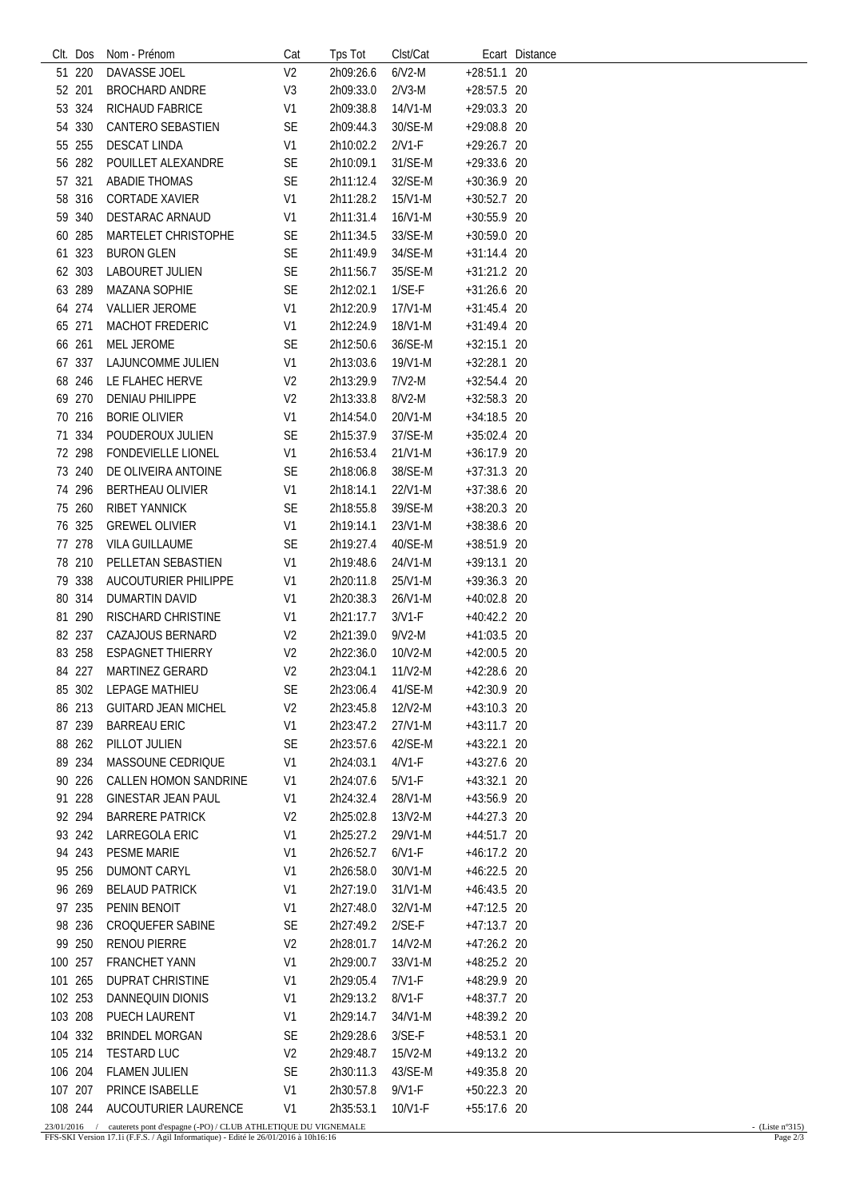| Clt. | Dos | Nom - Prénom | Cat | Tps Tot | Clst/Cat | Ecart | Distance |
|---|---|---|---|---|---|---|---|
| 51 | 220 | DAVASSE JOEL | V2 | 2h09:26.6 | 6/V2-M | +28:51.1 | 20 |
| 52 | 201 | BROCHARD ANDRE | V3 | 2h09:33.0 | 2/V3-M | +28:57.5 | 20 |
| 53 | 324 | RICHAUD FABRICE | V1 | 2h09:38.8 | 14/V1-M | +29:03.3 | 20 |
| 54 | 330 | CANTERO SEBASTIEN | SE | 2h09:44.3 | 30/SE-M | +29:08.8 | 20 |
| 55 | 255 | DESCAT LINDA | V1 | 2h10:02.2 | 2/V1-F | +29:26.7 | 20 |
| 56 | 282 | POUILLET ALEXANDRE | SE | 2h10:09.1 | 31/SE-M | +29:33.6 | 20 |
| 57 | 321 | ABADIE THOMAS | SE | 2h11:12.4 | 32/SE-M | +30:36.9 | 20 |
| 58 | 316 | CORTADE XAVIER | V1 | 2h11:28.2 | 15/V1-M | +30:52.7 | 20 |
| 59 | 340 | DESTARAC ARNAUD | V1 | 2h11:31.4 | 16/V1-M | +30:55.9 | 20 |
| 60 | 285 | MARTELET CHRISTOPHE | SE | 2h11:34.5 | 33/SE-M | +30:59.0 | 20 |
| 61 | 323 | BURON GLEN | SE | 2h11:49.9 | 34/SE-M | +31:14.4 | 20 |
| 62 | 303 | LABOURET JULIEN | SE | 2h11:56.7 | 35/SE-M | +31:21.2 | 20 |
| 63 | 289 | MAZANA SOPHIE | SE | 2h12:02.1 | 1/SE-F | +31:26.6 | 20 |
| 64 | 274 | VALLIER JEROME | V1 | 2h12:20.9 | 17/V1-M | +31:45.4 | 20 |
| 65 | 271 | MACHOT FREDERIC | V1 | 2h12:24.9 | 18/V1-M | +31:49.4 | 20 |
| 66 | 261 | MEL JEROME | SE | 2h12:50.6 | 36/SE-M | +32:15.1 | 20 |
| 67 | 337 | LAJUNCOMME JULIEN | V1 | 2h13:03.6 | 19/V1-M | +32:28.1 | 20 |
| 68 | 246 | LE FLAHEC HERVE | V2 | 2h13:29.9 | 7/V2-M | +32:54.4 | 20 |
| 69 | 270 | DENIAU PHILIPPE | V2 | 2h13:33.8 | 8/V2-M | +32:58.3 | 20 |
| 70 | 216 | BORIE OLIVIER | V1 | 2h14:54.0 | 20/V1-M | +34:18.5 | 20 |
| 71 | 334 | POUDEROUX JULIEN | SE | 2h15:37.9 | 37/SE-M | +35:02.4 | 20 |
| 72 | 298 | FONDEVIELLE LIONEL | V1 | 2h16:53.4 | 21/V1-M | +36:17.9 | 20 |
| 73 | 240 | DE OLIVEIRA ANTOINE | SE | 2h18:06.8 | 38/SE-M | +37:31.3 | 20 |
| 74 | 296 | BERTHEAU OLIVIER | V1 | 2h18:14.1 | 22/V1-M | +37:38.6 | 20 |
| 75 | 260 | RIBET YANNICK | SE | 2h18:55.8 | 39/SE-M | +38:20.3 | 20 |
| 76 | 325 | GREWEL OLIVIER | V1 | 2h19:14.1 | 23/V1-M | +38:38.6 | 20 |
| 77 | 278 | VILA GUILLAUME | SE | 2h19:27.4 | 40/SE-M | +38:51.9 | 20 |
| 78 | 210 | PELLETAN SEBASTIEN | V1 | 2h19:48.6 | 24/V1-M | +39:13.1 | 20 |
| 79 | 338 | AUCOUTURIER PHILIPPE | V1 | 2h20:11.8 | 25/V1-M | +39:36.3 | 20 |
| 80 | 314 | DUMARTIN DAVID | V1 | 2h20:38.3 | 26/V1-M | +40:02.8 | 20 |
| 81 | 290 | RISCHARD CHRISTINE | V1 | 2h21:17.7 | 3/V1-F | +40:42.2 | 20 |
| 82 | 237 | CAZAJOUS BERNARD | V2 | 2h21:39.0 | 9/V2-M | +41:03.5 | 20 |
| 83 | 258 | ESPAGNET THIERRY | V2 | 2h22:36.0 | 10/V2-M | +42:00.5 | 20 |
| 84 | 227 | MARTINEZ GERARD | V2 | 2h23:04.1 | 11/V2-M | +42:28.6 | 20 |
| 85 | 302 | LEPAGE MATHIEU | SE | 2h23:06.4 | 41/SE-M | +42:30.9 | 20 |
| 86 | 213 | GUITARD JEAN MICHEL | V2 | 2h23:45.8 | 12/V2-M | +43:10.3 | 20 |
| 87 | 239 | BARREAU ERIC | V1 | 2h23:47.2 | 27/V1-M | +43:11.7 | 20 |
| 88 | 262 | PILLOT JULIEN | SE | 2h23:57.6 | 42/SE-M | +43:22.1 | 20 |
| 89 | 234 | MASSOUNE CEDRIQUE | V1 | 2h24:03.1 | 4/V1-F | +43:27.6 | 20 |
| 90 | 226 | CALLEN HOMON SANDRINE | V1 | 2h24:07.6 | 5/V1-F | +43:32.1 | 20 |
| 91 | 228 | GINESTAR JEAN PAUL | V1 | 2h24:32.4 | 28/V1-M | +43:56.9 | 20 |
| 92 | 294 | BARRERE PATRICK | V2 | 2h25:02.8 | 13/V2-M | +44:27.3 | 20 |
| 93 | 242 | LARREGOLA ERIC | V1 | 2h25:27.2 | 29/V1-M | +44:51.7 | 20 |
| 94 | 243 | PESME MARIE | V1 | 2h26:52.7 | 6/V1-F | +46:17.2 | 20 |
| 95 | 256 | DUMONT CARYL | V1 | 2h26:58.0 | 30/V1-M | +46:22.5 | 20 |
| 96 | 269 | BELAUD PATRICK | V1 | 2h27:19.0 | 31/V1-M | +46:43.5 | 20 |
| 97 | 235 | PENIN BENOIT | V1 | 2h27:48.0 | 32/V1-M | +47:12.5 | 20 |
| 98 | 236 | CROQUEFER SABINE | SE | 2h27:49.2 | 2/SE-F | +47:13.7 | 20 |
| 99 | 250 | RENOU PIERRE | V2 | 2h28:01.7 | 14/V2-M | +47:26.2 | 20 |
| 100 | 257 | FRANCHET YANN | V1 | 2h29:00.7 | 33/V1-M | +48:25.2 | 20 |
| 101 | 265 | DUPRAT CHRISTINE | V1 | 2h29:05.4 | 7/V1-F | +48:29.9 | 20 |
| 102 | 253 | DANNEQUIN DIONIS | V1 | 2h29:13.2 | 8/V1-F | +48:37.7 | 20 |
| 103 | 208 | PUECH LAURENT | V1 | 2h29:14.7 | 34/V1-M | +48:39.2 | 20 |
| 104 | 332 | BRINDEL MORGAN | SE | 2h29:28.6 | 3/SE-F | +48:53.1 | 20 |
| 105 | 214 | TESTARD LUC | V2 | 2h29:48.7 | 15/V2-M | +49:13.2 | 20 |
| 106 | 204 | FLAMEN JULIEN | SE | 2h30:11.3 | 43/SE-M | +49:35.8 | 20 |
| 107 | 207 | PRINCE ISABELLE | V1 | 2h30:57.8 | 9/V1-F | +50:22.3 | 20 |
| 108 | 244 | AUCOUTURIER LAURENCE | V1 | 2h35:53.1 | 10/V1-F | +55:17.6 | 20 |

23/01/2016 / cauterets pont d'espagne (-PO) / CLUB ATHLETIQUE DU VIGNEMALE - (Liste n°315)
FFS-SKI Version 17.1i (F.F.S. / Agil Informatique) - Edité le 26/01/2016 à 10h16:16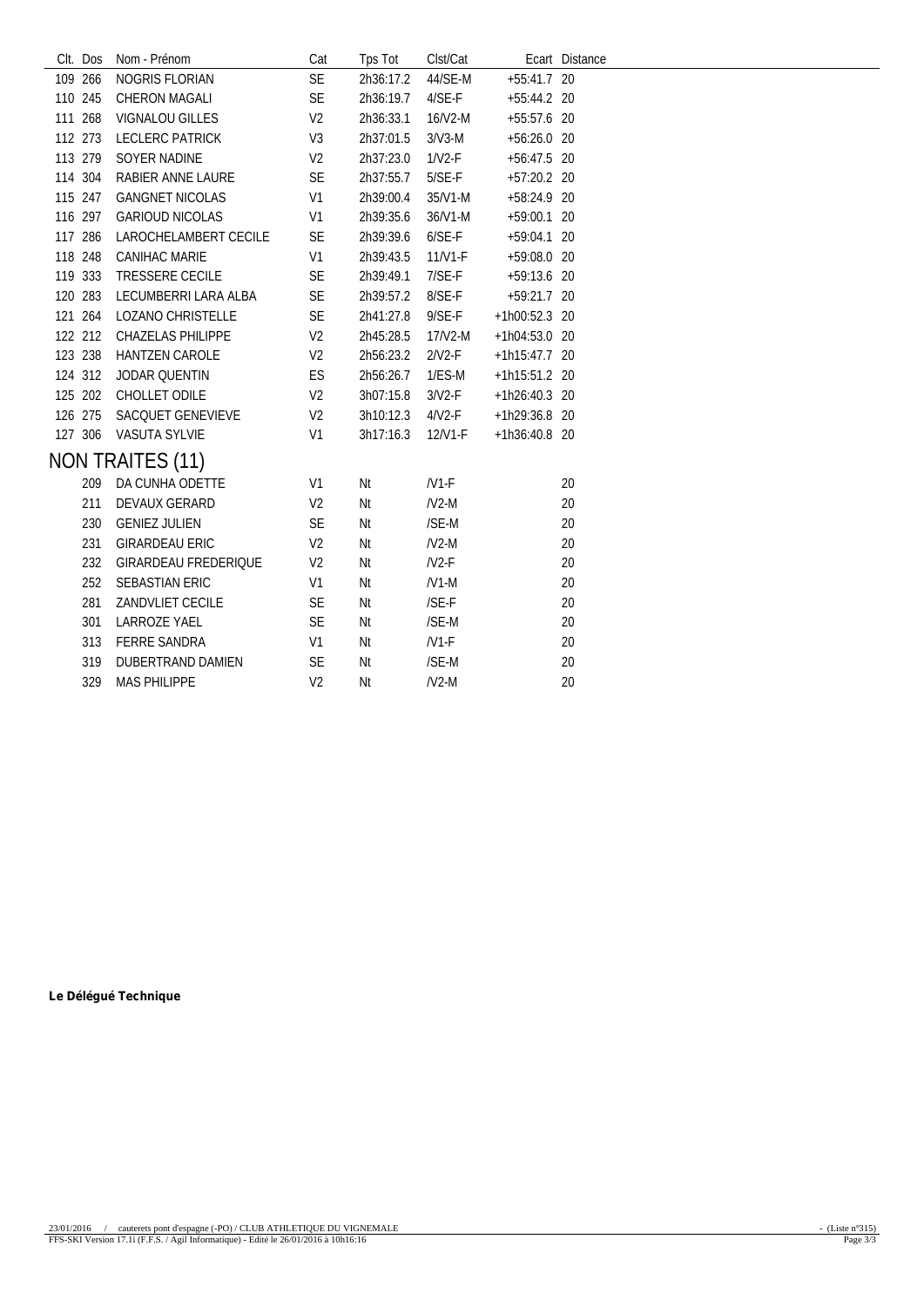| Clt. | Dos | Nom - Prénom | Cat | Tps Tot | Clst/Cat | Ecart | Distance |
|---|---|---|---|---|---|---|---|
| 109 | 266 | NOGRIS FLORIAN | SE | 2h36:17.2 | 44/SE-M | +55:41.7 | 20 |
| 110 | 245 | CHERON MAGALI | SE | 2h36:19.7 | 4/SE-F | +55:44.2 | 20 |
| 111 | 268 | VIGNALOU GILLES | V2 | 2h36:33.1 | 16/V2-M | +55:57.6 | 20 |
| 112 | 273 | LECLERC PATRICK | V3 | 2h37:01.5 | 3/V3-M | +56:26.0 | 20 |
| 113 | 279 | SOYER NADINE | V2 | 2h37:23.0 | 1/V2-F | +56:47.5 | 20 |
| 114 | 304 | RABIER ANNE LAURE | SE | 2h37:55.7 | 5/SE-F | +57:20.2 | 20 |
| 115 | 247 | GANGNET NICOLAS | V1 | 2h39:00.4 | 35/V1-M | +58:24.9 | 20 |
| 116 | 297 | GARIOUD NICOLAS | V1 | 2h39:35.6 | 36/V1-M | +59:00.1 | 20 |
| 117 | 286 | LAROCHELAMBERT CECILE | SE | 2h39:39.6 | 6/SE-F | +59:04.1 | 20 |
| 118 | 248 | CANIHAC MARIE | V1 | 2h39:43.5 | 11/V1-F | +59:08.0 | 20 |
| 119 | 333 | TRESSERE CECILE | SE | 2h39:49.1 | 7/SE-F | +59:13.6 | 20 |
| 120 | 283 | LECUMBERRI LARA ALBA | SE | 2h39:57.2 | 8/SE-F | +59:21.7 | 20 |
| 121 | 264 | LOZANO CHRISTELLE | SE | 2h41:27.8 | 9/SE-F | +1h00:52.3 | 20 |
| 122 | 212 | CHAZELAS PHILIPPE | V2 | 2h45:28.5 | 17/V2-M | +1h04:53.0 | 20 |
| 123 | 238 | HANTZEN CAROLE | V2 | 2h56:23.2 | 2/V2-F | +1h15:47.7 | 20 |
| 124 | 312 | JODAR QUENTIN | ES | 2h56:26.7 | 1/ES-M | +1h15:51.2 | 20 |
| 125 | 202 | CHOLLET ODILE | V2 | 3h07:15.8 | 3/V2-F | +1h26:40.3 | 20 |
| 126 | 275 | SACQUET GENEVIEVE | V2 | 3h10:12.3 | 4/V2-F | +1h29:36.8 | 20 |
| 127 | 306 | VASUTA SYLVIE | V1 | 3h17:16.3 | 12/V1-F | +1h36:40.8 | 20 |

## NON TRAITES (11)

| | | | | | | | |
|---|---|---|---|---|---|---|---|
| | 209 | DA CUNHA ODETTE | V1 | Nt | /V1-F | | 20 |
| | 211 | DEVAUX GERARD | V2 | Nt | /V2-M | | 20 |
| | 230 | GENIEZ JULIEN | SE | Nt | /SE-M | | 20 |
| | 231 | GIRARDEAU ERIC | V2 | Nt | /V2-M | | 20 |
| | 232 | GIRARDEAU FREDERIQUE | V2 | Nt | /V2-F | | 20 |
| | 252 | SEBASTIAN ERIC | V1 | Nt | /V1-M | | 20 |
| | 281 | ZANDVLIET CECILE | SE | Nt | /SE-F | | 20 |
| | 301 | LARROZE YAEL | SE | Nt | /SE-M | | 20 |
| | 313 | FERRE SANDRA | V1 | Nt | /V1-F | | 20 |
| | 319 | DUBERTRAND DAMIEN | SE | Nt | /SE-M | | 20 |
| | 329 | MAS PHILIPPE | V2 | Nt | /V2-M | | 20 |

**Le Délégué Technique**

23/01/2016 / cauterets pont d'espagne (-PO) / CLUB ATHLETIQUE DU VIGNEMALE - (Liste n°315)
FFS-SKI Version 17.1i (F.F.S. / Agil Informatique) - Edité le 26/01/2016 à 10h16:16